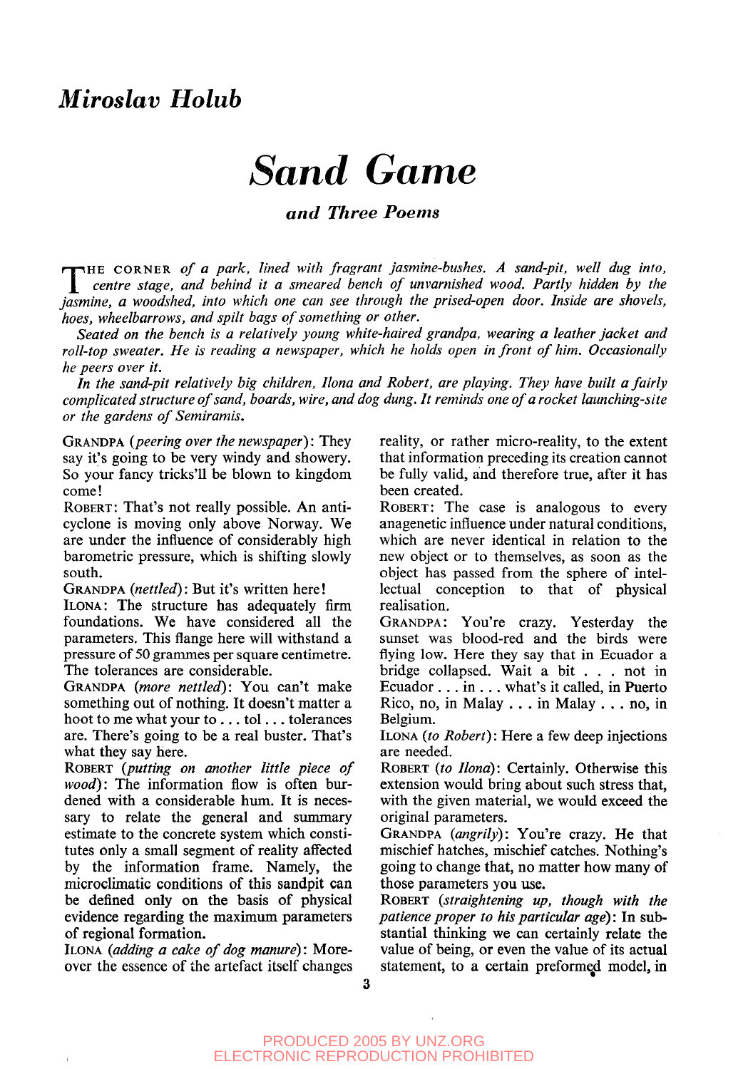## *Miroslav Holub*

# *Sand Game*

### *and Three Poems*

THE CORNER *of a park, lined with fragrant jasmine-bushes. A sand-pit, well dug into, centre stage, and behind it a smeared bench of unvarnished wood. Partly hidden by the jasmine, a woodshed, into which one can see through the prised-open door. Inside are shovels, hoes, wheelbarrows, and spilt bags of something or other.*

*Seated on the bench is a relatively young white-haired grandpa, wearing a leather jacket and roll-top sweater. He is reading a newspaper, which he holds open in front of him. Occasionally he peers over it.*

*In the sand-pit relatively big children, Ilona and Robert, are playing. They have built a fairly complicated structure of sand, boards, wire, and dog dung. It reminds one of a rocket launching-site or the gardens of Semiramis.*

GRANDPA (*peering over the newspaper*): They say it's going to be very windy and showery. So your fancy tricks'll be blown to kingdom come!

ROBERT: That's not really possible. An anti-cyclone is moving only above Norway. We are under the influence of considerably high barometric pressure, which is shifting slowly south.

GRANDPA (*nettled*): But it's written here!

ILONA: The structure has adequately firm foundations. We have considered all the parameters. This flange here will withstand a pressure of 50 grammes per square centimetre. The tolerances are considerable.

GRANDPA (*more nettled*): You can't make something out of nothing. It doesn't matter a hoot to me what your to . . . tol . . . tolerances are. There's going to be a real buster. That's what they say here.

ROBERT (*putting on another little piece of wood*): The information flow is often burdened with a considerable hum. It is necessary to relate the general and summary estimate to the concrete system which constitutes only a small segment of reality affected by the information frame. Namely, the microclimatic conditions of this sandpit can be defined only on the basis of physical evidence regarding the maximum parameters of regional formation.

ILONA (*adding a cake of dog manure*): Moreover the essence of the artefact itself changes reality, or rather micro-reality, to the extent that information preceding its creation cannot be fully valid, and therefore true, after it has been created.

ROBERT: The case is analogous to every anagenetic influence under natural conditions, which are never identical in relation to the new object or to themselves, as soon as the object has passed from the sphere of intellectual conception to that of physical realisation.

GRANDPA: You're crazy. Yesterday the sunset was blood-red and the birds were flying low. Here they say that in Ecuador a bridge collapsed. Wait a bit . . . not in Ecuador . . . in . . . what's it called, in Puerto Rico, no, in Malay . . . in Malay . . . no, in Belgium.

ILONA (*to Robert*): Here a few deep injections are needed.

ROBERT (*to Ilona*): Certainly. Otherwise this extension would bring about such stress that, with the given material, we would exceed the original parameters.

GRANDPA (*angrily*): You're crazy. He that mischief hatches, mischief catches. Nothing's going to change that, no matter how many of those parameters you use.

ROBERT (*straightening up, though with the patience proper to his particular age*): In substantial thinking we can certainly relate the value of being, or even the value of its actual statement, to a certain preformed model, in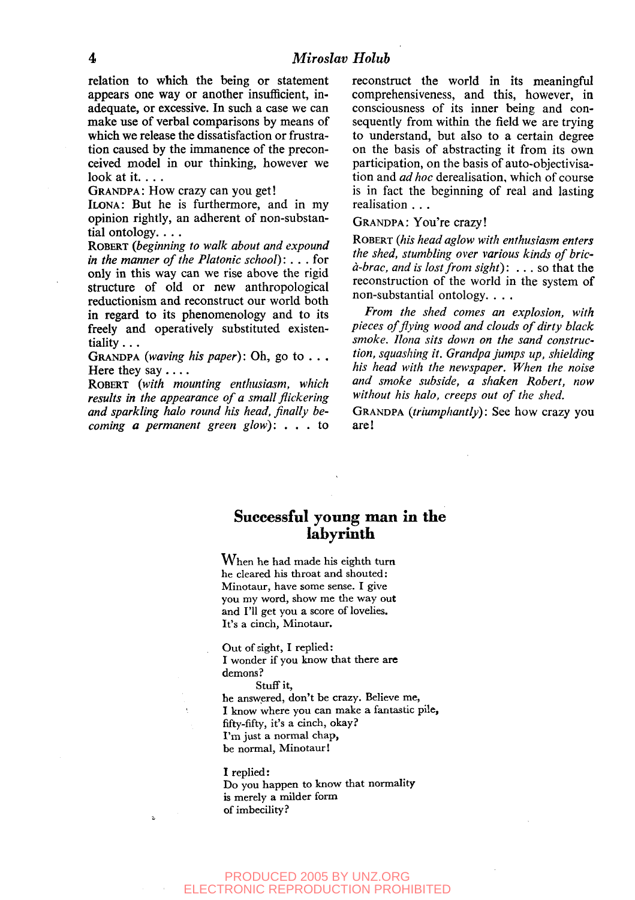relation to which the being or statement appears one way or another insufficient, inadequate, or excessive. In such a case we can make use of verbal comparisons by means of which we release the dissatisfaction or frustration caused by the immanence of the preconceived model in our thinking, however we look at it. . . .

GRANDPA: How crazy can you get!

ILONA: But he is furthermore, and in my opinion rightly, an adherent of non-substantial ontology. . . .

ROBERT (*beginning to walk about and expound in the manner of the Platonic school*): . . . for only in this way can we rise above the rigid structure of old or new anthropological reductionism and reconstruct our world both in regard to its phenomenology and to its freely and operatively substituted existentiality . . .

GRANDPA (*waving his paper*): Oh, go to . . . Here they say . . . .

ROBERT (*with mounting enthusiasm, which results in the appearance of a small flickering and sparkling halo round his head, finally becoming a permanent green glow*): . . . to reconstruct the world in its meaningful comprehensiveness, and this, however, in consciousness of its inner being and consequently from within the field we are trying to understand, but also to a certain degree on the basis of abstracting it from its own participation, on the basis of auto-objectivisation and *ad hoc* derealisation, which of course is in fact the beginning of real and lasting realisation . . .

GRANDPA: You're crazy!

ROBERT (*his head aglow with enthusiasm enters the shed, stumbling over various kinds of bric-à-brac, and is lost from sight*): . . . so that the reconstruction of the world in the system of non-substantial ontology. . . .

*From the shed comes an explosion, with pieces of flying wood and clouds of dirty black smoke. Ilona sits down on the sand construction, squashing it. Grandpa jumps up, shielding his head with the newspaper. When the noise and smoke subside, a shaken Robert, now without his halo, creeps out of the shed.*

GRANDPA (*triumphantly*): See how crazy you are!

## Successful young man in the labyrinth

When he had made his eighth turn
he cleared his throat and shouted:
Minotaur, have some sense. I give
you my word, show me the way out
and I'll get you a score of lovelies.
It's a cinch, Minotaur.

Out of sight, I replied:
I wonder if you know that there are
demons?
Stuff it,
he answered, don't be crazy. Believe me,
I know where you can make a fantastic pile,
fifty-fifty, it's a cinch, okay?
I'm just a normal chap,
be normal, Minotaur!

I replied:
Do you happen to know that normality
is merely a milder form
of imbecility?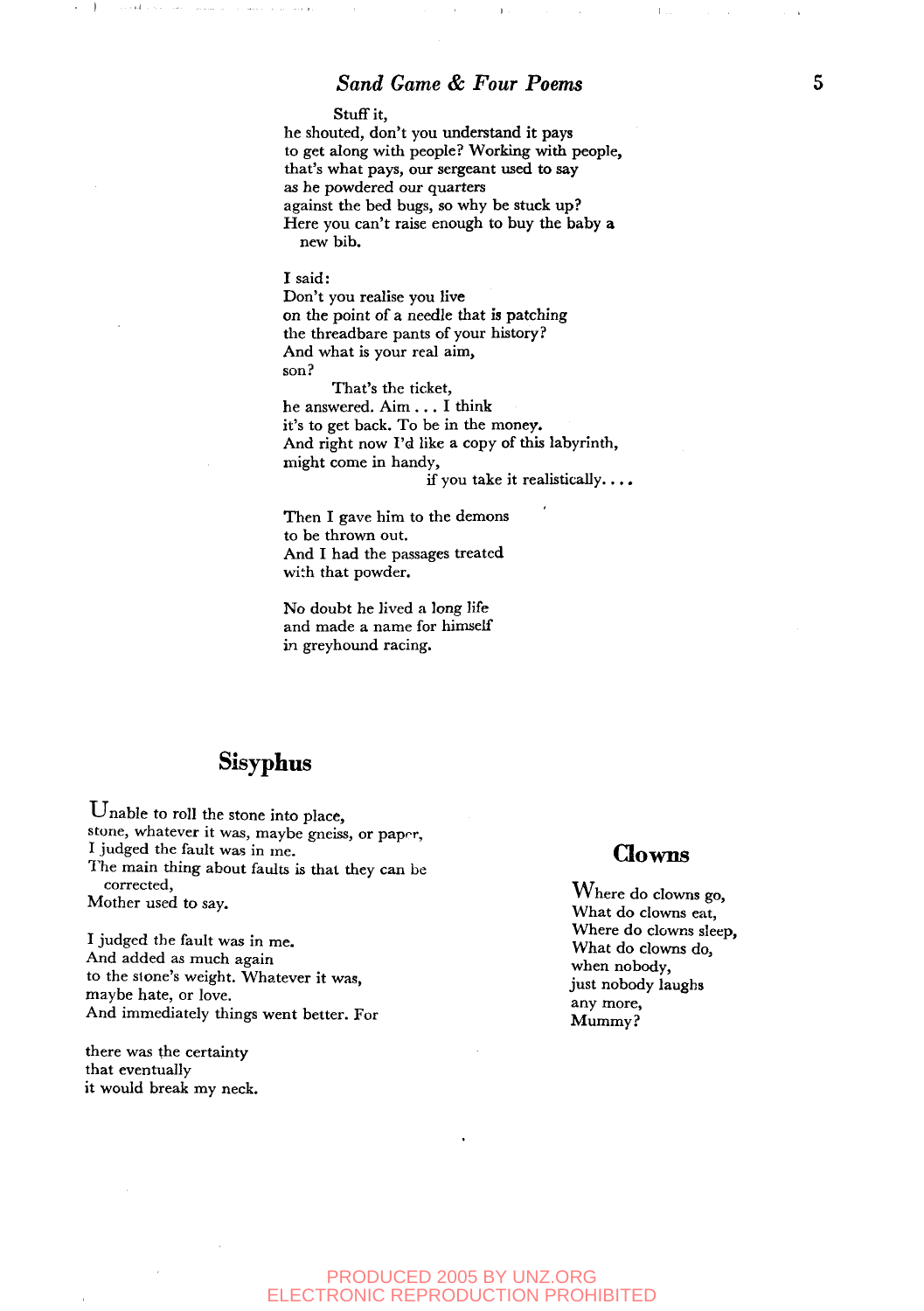Stuff it,
he shouted, don't you understand it pays
to get along with people? Working with people,
that's what pays, our sergeant used to say
as he powdered our quarters
against the bed bugs, so why be stuck up?
Here you can't raise enough to buy the baby a
new bib.

I said:
Don't you realise you live
on the point of a needle that is patching
the threadbare pants of your history?
And what is your real aim,
son?

That's the ticket,
he answered. Aim . . . I think
it's to get back. To be in the money.
And right now I'd like a copy of this labyrinth,
might come in handy,
if you take it realistically. . . .

Then I gave him to the demons
to be thrown out.
And I had the passages treated
with that powder.

No doubt he lived a long life
and made a name for himself
in greyhound racing.

## Sisyphus

Unable to roll the stone into place,
stone, whatever it was, maybe gneiss, or paper,
I judged the fault was in me.
The main thing about faults is that they can be
corrected,
Mother used to say.

I judged the fault was in me.
And added as much again
to the stone's weight. Whatever it was,
maybe hate, or love.
And immediately things went better. For

there was the certainty
that eventually
it would break my neck.

## Clowns

Where do clowns go,
What do clowns eat,
Where do clowns sleep,
What do clowns do,
when nobody,
just nobody laughs
any more,
Mummy?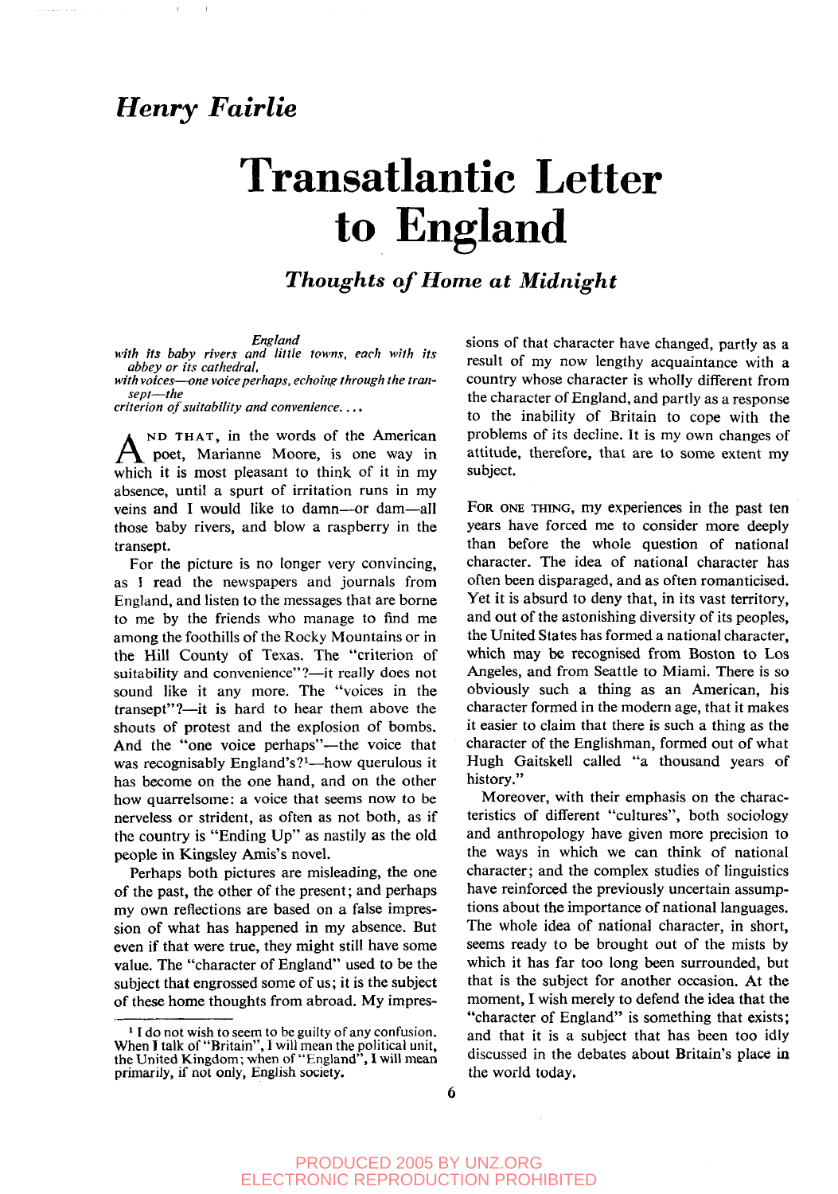*Henry Fairlie*

# Transatlantic Letter to England

## *Thoughts of Home at Midnight*

*England*
*with its baby rivers and little towns, each with its abbey or its cathedral,*
*with voices—one voice perhaps, echoing through the transept—the*
*criterion of suitability and convenience. . . .*

AND THAT, in the words of the American poet, Marianne Moore, is one way in which it is most pleasant to think of it in my absence, until a spurt of irritation runs in my veins and I would like to damn—or dam—all those baby rivers, and blow a raspberry in the transept.

For the picture is no longer very convincing, as I read the newspapers and journals from England, and listen to the messages that are borne to me by the friends who manage to find me among the foothills of the Rocky Mountains or in the Hill County of Texas. The "criterion of suitability and convenience"?—it really does not sound like it any more. The "voices in the transept"?—it is hard to hear them above the shouts of protest and the explosion of bombs. And the "one voice perhaps"—the voice that was recognisably England's?[1]—how querulous it has become on the one hand, and on the other how quarrelsome: a voice that seems now to be nerveless or strident, as often as not both, as if the country is "Ending Up" as nastily as the old people in Kingsley Amis's novel.

Perhaps both pictures are misleading, the one of the past, the other of the present; and perhaps my own reflections are based on a false impression of what has happened in my absence. But even if that were true, they might still have some value. The "character of England" used to be the subject that engrossed some of us; it is the subject of these home thoughts from abroad. My impressions of that character have changed, partly as a result of my now lengthy acquaintance with a country whose character is wholly different from the character of England, and partly as a response to the inability of Britain to cope with the problems of its decline. It is my own changes of attitude, therefore, that are to some extent my subject.

FOR ONE THING, my experiences in the past ten years have forced me to consider more deeply than before the whole question of national character. The idea of national character has often been disparaged, and as often romanticised. Yet it is absurd to deny that, in its vast territory, and out of the astonishing diversity of its peoples, the United States has formed a national character, which may be recognised from Boston to Los Angeles, and from Seattle to Miami. There is so obviously such a thing as an American, his character formed in the modern age, that it makes it easier to claim that there is such a thing as the character of the Englishman, formed out of what Hugh Gaitskell called "a thousand years of history."

Moreover, with their emphasis on the characteristics of different "cultures", both sociology and anthropology have given more precision to the ways in which we can think of national character; and the complex studies of linguistics have reinforced the previously uncertain assumptions about the importance of national languages. The whole idea of national character, in short, seems ready to be brought out of the mists by which it has far too long been surrounded, but that is the subject for another occasion. At the moment, I wish merely to defend the idea that the "character of England" is something that exists; and that it is a subject that has been too idly discussed in the debates about Britain's place in the world today.

[1] I do not wish to seem to be guilty of any confusion. When I talk of "Britain", I will mean the political unit, the United Kingdom; when of "England", I will mean primarily, if not only, English society.